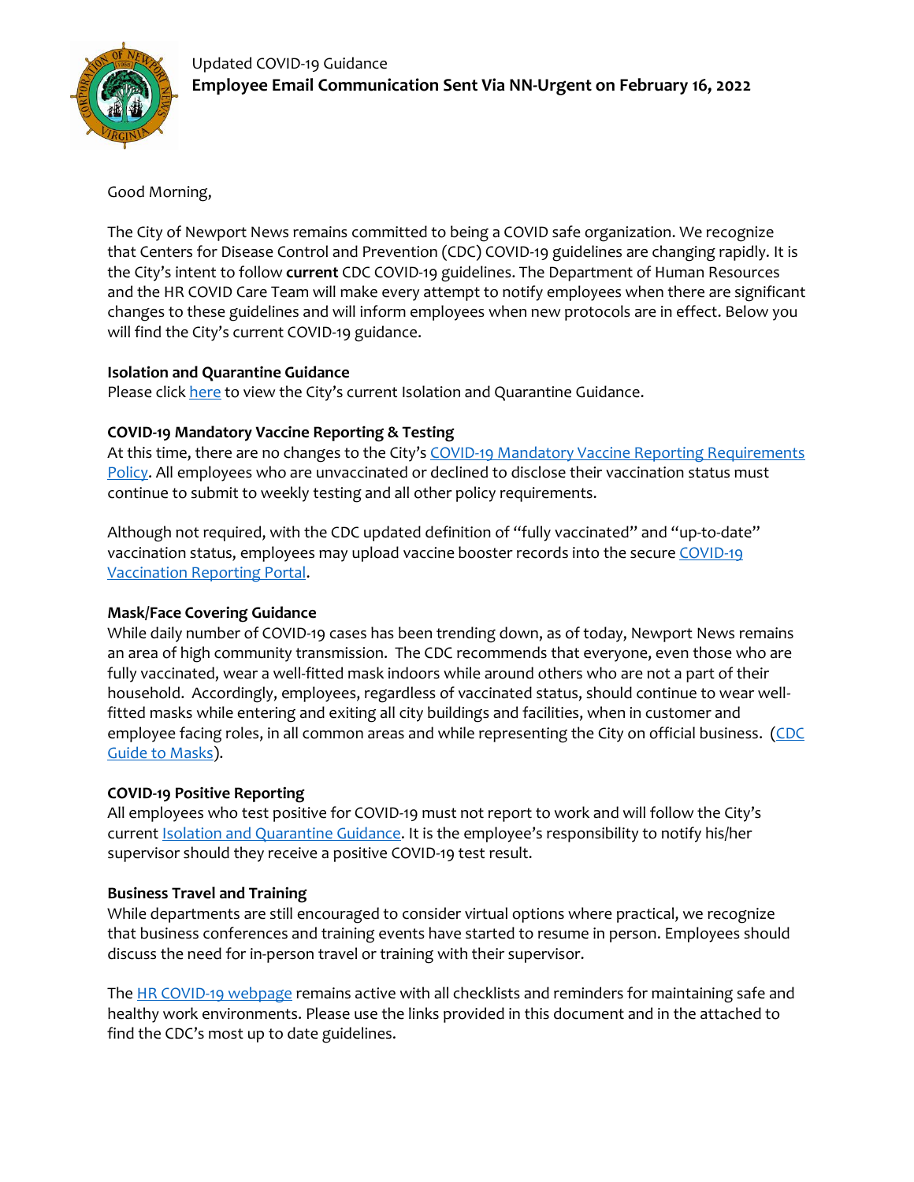Updated COVID-19 Guidance

**Employee Email Communication Sent Via NN-Urgent on February 16, 2022**

Good Morning,

The City of Newport News remains committed to being a COVID safe organization. We recognize that Centers for Disease Control and Prevention (CDC) COVID-19 guidelines are changing rapidly. It is the City's intent to follow **current** CDC COVID-19 guidelines. The Department of Human Resources and the HR COVID Care Team will make every attempt to notify employees when there are significant changes to these guidelines and will inform employees when new protocols are in effect. Below you will find the City's current COVID-19 guidance.

**Isolation and Quarantine Guidance**

Please click here to view the City's current Isolation and Quarantine Guidance.

**COVID-19 Mandatory Vaccine Reporting & Testing**

At this time, there are no changes to the City's COVID-19 Mandatory Vaccine Reporting Requirements Policy. All employees who are unvaccinated or declined to disclose their vaccination status must continue to submit to weekly testing and all other policy requirements.

Although not required, with the CDC updated definition of "fully vaccinated" and "up-to-date" vaccination status, employees may upload vaccine booster records into the secure COVID-19 Vaccination Reporting Portal.

**Mask/Face Covering Guidance**

While daily number of COVID-19 cases has been trending down, as of today, Newport News remains an area of high community transmission. The CDC recommends that everyone, even those who are fully vaccinated, wear a well-fitted mask indoors while around others who are not a part of their household. Accordingly, employees, regardless of vaccinated status, should continue to wear well-fitted masks while entering and exiting all city buildings and facilities, when in customer and employee facing roles, in all common areas and while representing the City on official business. (CDC Guide to Masks).

**COVID-19 Positive Reporting**

All employees who test positive for COVID-19 must not report to work and will follow the City's current Isolation and Quarantine Guidance. It is the employee's responsibility to notify his/her supervisor should they receive a positive COVID-19 test result.

**Business Travel and Training**

While departments are still encouraged to consider virtual options where practical, we recognize that business conferences and training events have started to resume in person. Employees should discuss the need for in-person travel or training with their supervisor.

The HR COVID-19 webpage remains active with all checklists and reminders for maintaining safe and healthy work environments. Please use the links provided in this document and in the attached to find the CDC's most up to date guidelines.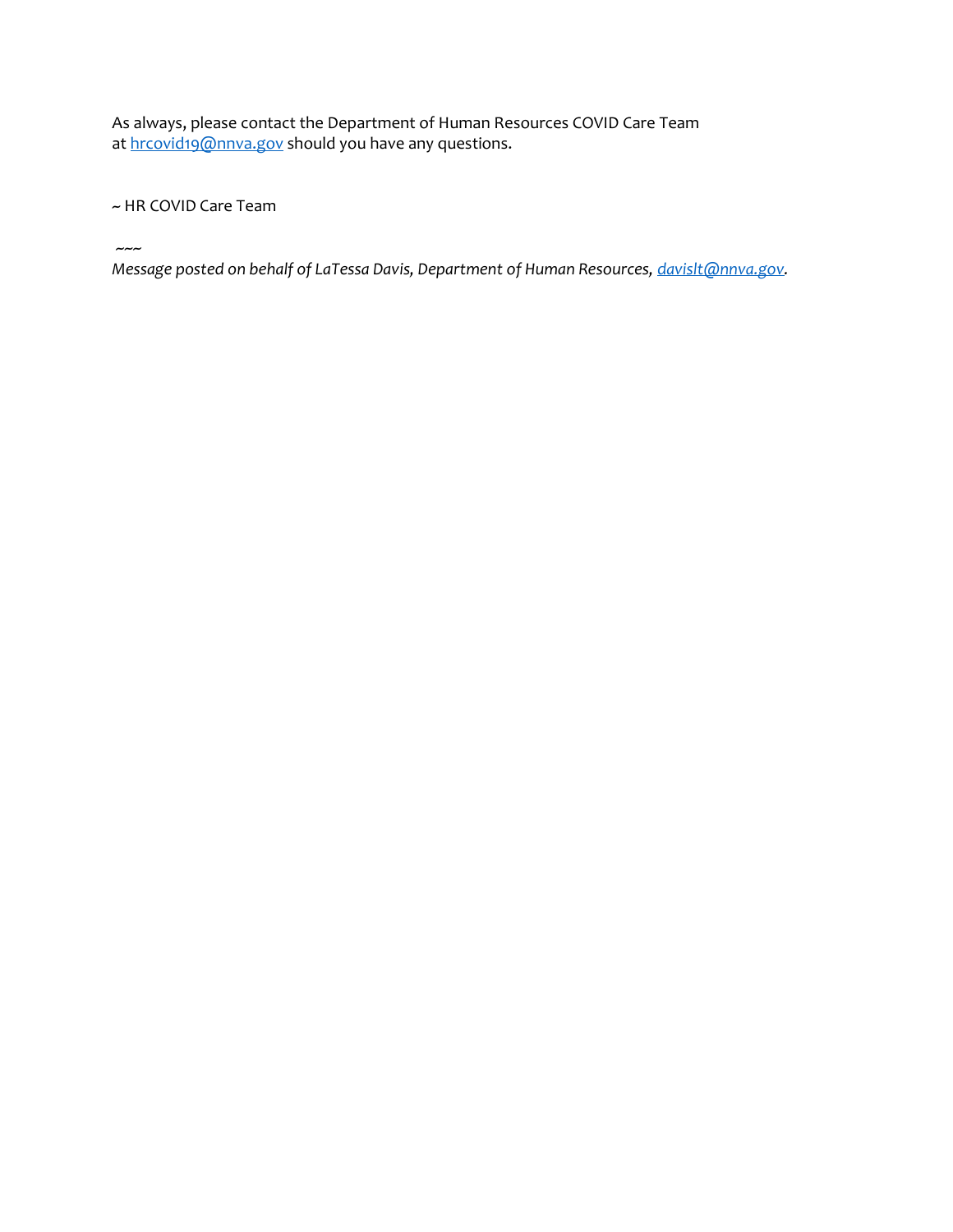As always, please contact the Department of Human Resources COVID Care Team at [hrcovid19@nnva.gov](mailto:hrcovid19@nnva.gov) should you have any questions.

~ HR COVID Care Team

~~~

*Message posted on behalf of LaTessa Davis, Department of Human Resources, [davislt@nnva.gov](mailto:davislt@nnva.gov).*